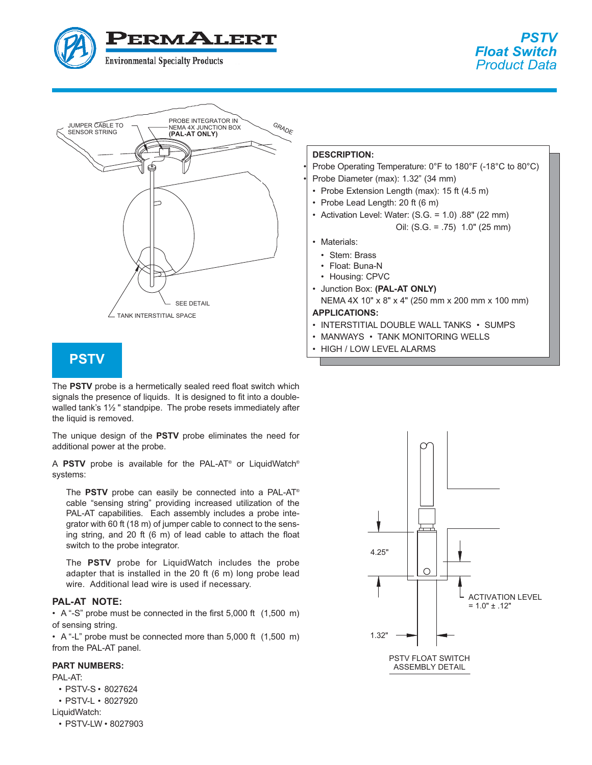# PSTV Float Switch Product Data

PERMALERT
Environmental Specialty Products

JUMPER CABLE TO SENSOR STRING

PROBE INTEGRATOR IN NEMA 4X JUNCTION BOX **(PAL-AT ONLY)**

GRADE

SEE DETAIL

TANK INTERSTITIAL SPACE

## PSTV

The **PSTV** probe is a hermetically sealed reed float switch which signals the presence of liquids. It is designed to fit into a double-walled tank's 1½ " standpipe. The probe resets immediately after the liquid is removed.

The unique design of the **PSTV** probe eliminates the need for additional power at the probe.

A **PSTV** probe is available for the PAL-AT® or LiquidWatch® systems:

> The **PSTV** probe can easily be connected into a PAL-AT® cable "sensing string" providing increased utilization of the PAL-AT capabilities. Each assembly includes a probe integrator with 60 ft (18 m) of jumper cable to connect to the sensing string, and 20 ft (6 m) of lead cable to attach the float switch to the probe integrator.
>
> The **PSTV** probe for LiquidWatch includes the probe adapter that is installed in the 20 ft (6 m) long probe lead wire. Additional lead wire is used if necessary.

### PAL-AT NOTE:

- A "-S" probe must be connected in the first 5,000 ft (1,500 m) of sensing string.
- A "-L" probe must be connected more than 5,000 ft (1,500 m) from the PAL-AT panel.

### PART NUMBERS:

PAL-AT:
- PSTV-S • 8027624
- PSTV-L • 8027920

LiquidWatch:
- PSTV-LW • 8027903

**DESCRIPTION:**
- Probe Operating Temperature: 0°F to 180°F (-18°C to 80°C)
- Probe Diameter (max): 1.32" (34 mm)
- Probe Extension Length (max): 15 ft (4.5 m)
- Probe Lead Length: 20 ft (6 m)
- Activation Level: Water: (S.G. = 1.0) .88" (22 mm)
  Oil: (S.G. = .75) 1.0" (25 mm)
- Materials:
  - Stem: Brass
  - Float: Buna-N
  - Housing: CPVC
- Junction Box: **(PAL-AT ONLY)**
  NEMA 4X 10" x 8" x 4" (250 mm x 200 mm x 100 mm)

**APPLICATIONS:**
- INTERSTITIAL DOUBLE WALL TANKS • SUMPS
- MANWAYS • TANK MONITORING WELLS
- HIGH / LOW LEVEL ALARMS

4.25"

ACTIVATION LEVEL = 1.0" ± .12"

1.32"

PSTV FLOAT SWITCH ASSEMBLY DETAIL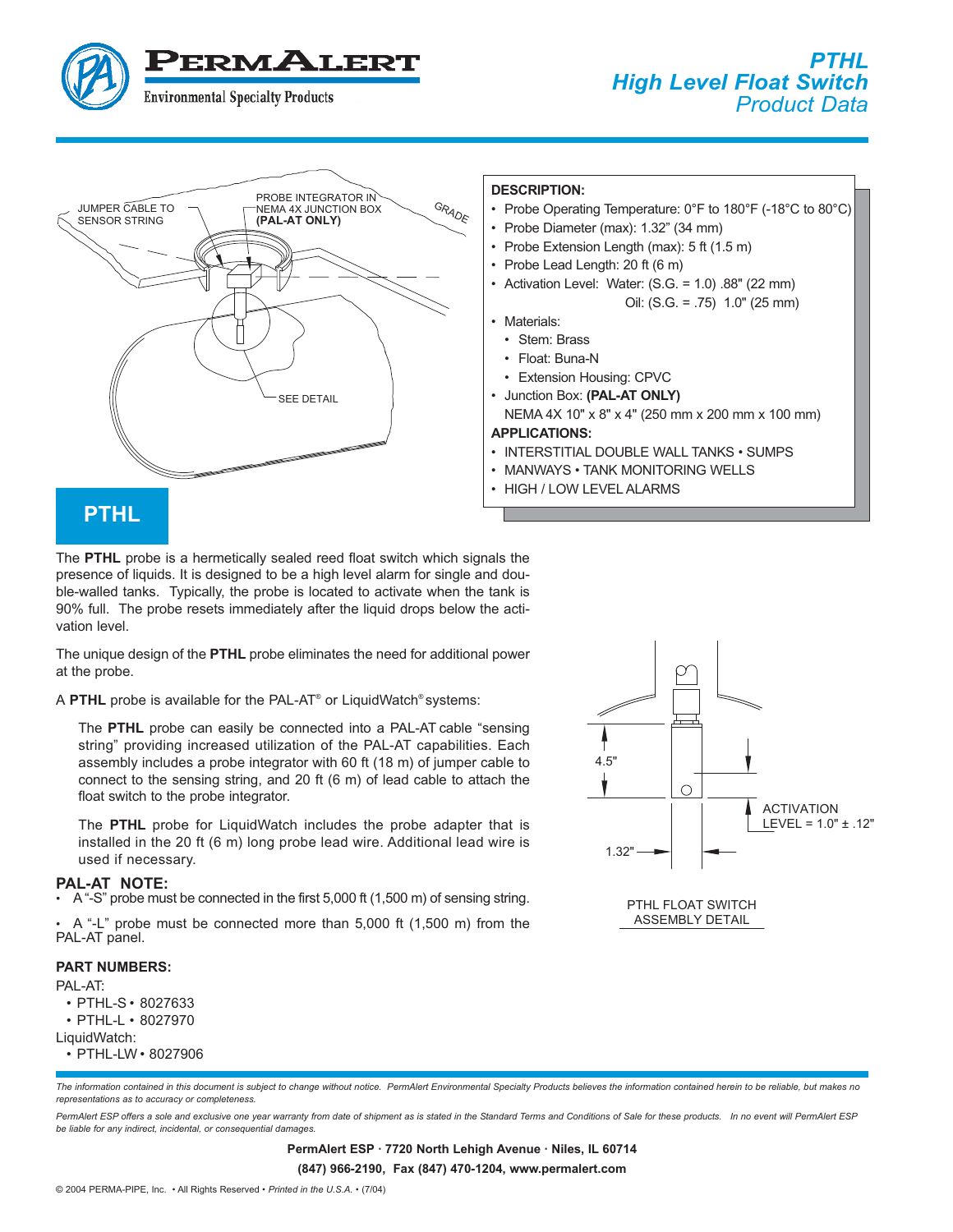# PTHL High Level Float Switch

*Product Data*

PermAlert
Environmental Specialty Products

JUMPER CABLE TO SENSOR STRING

PROBE INTEGRATOR IN NEMA 4X JUNCTION BOX **(PAL-AT ONLY)**

GRADE

SEE DETAIL

**DESCRIPTION:**

- Probe Operating Temperature: 0°F to 180°F (-18°C to 80°C)
- Probe Diameter (max): 1.32" (34 mm)
- Probe Extension Length (max): 5 ft (1.5 m)
- Probe Lead Length: 20 ft (6 m)
- Activation Level: Water: (S.G. = 1.0) .88" (22 mm)
  Oil: (S.G. = .75) 1.0" (25 mm)
- Materials:
  - Stem: Brass
  - Float: Buna-N
  - Extension Housing: CPVC
- Junction Box: **(PAL-AT ONLY)**
  NEMA 4X 10" x 8" x 4" (250 mm x 200 mm x 100 mm)

**APPLICATIONS:**

- INTERSTITIAL DOUBLE WALL TANKS • SUMPS
- MANWAYS • TANK MONITORING WELLS
- HIGH / LOW LEVEL ALARMS

## PTHL

The **PTHL** probe is a hermetically sealed reed float switch which signals the presence of liquids. It is designed to be a high level alarm for single and double-walled tanks. Typically, the probe is located to activate when the tank is 90% full. The probe resets immediately after the liquid drops below the activation level.

The unique design of the **PTHL** probe eliminates the need for additional power at the probe.

A **PTHL** probe is available for the PAL-AT® or LiquidWatch® systems:

The **PTHL** probe can easily be connected into a PAL-AT cable "sensing string" providing increased utilization of the PAL-AT capabilities. Each assembly includes a probe integrator with 60 ft (18 m) of jumper cable to connect to the sensing string, and 20 ft (6 m) of lead cable to attach the float switch to the probe integrator.

The **PTHL** probe for LiquidWatch includes the probe adapter that is installed in the 20 ft (6 m) long probe lead wire. Additional lead wire is used if necessary.

4.5"

ACTIVATION LEVEL = 1.0" ± .12"

1.32"

PTHL FLOAT SWITCH ASSEMBLY DETAIL

### PAL-AT NOTE:

- A "-S" probe must be connected in the first 5,000 ft (1,500 m) of sensing string.
- A "-L" probe must be connected more than 5,000 ft (1,500 m) from the PAL-AT panel.

### PART NUMBERS:

PAL-AT:

- PTHL-S • 8027633
- PTHL-L • 8027970

LiquidWatch:

- PTHL-LW • 8027906

*The information contained in this document is subject to change without notice. PermAlert Environmental Specialty Products believes the information contained herein to be reliable, but makes no representations as to accuracy or completeness.*

*PermAlert ESP offers a sole and exclusive one year warranty from date of shipment as is stated in the Standard Terms and Conditions of Sale for these products. In no event will PermAlert ESP be liable for any indirect, incidental, or consequential damages.*

**PermAlert ESP · 7720 North Lehigh Avenue · Niles, IL 60714**

**(847) 966-2190, Fax (847) 470-1204, www.permalert.com**

© 2004 PERMA-PIPE, Inc. • All Rights Reserved • *Printed in the U.S.A.* • (7/04)